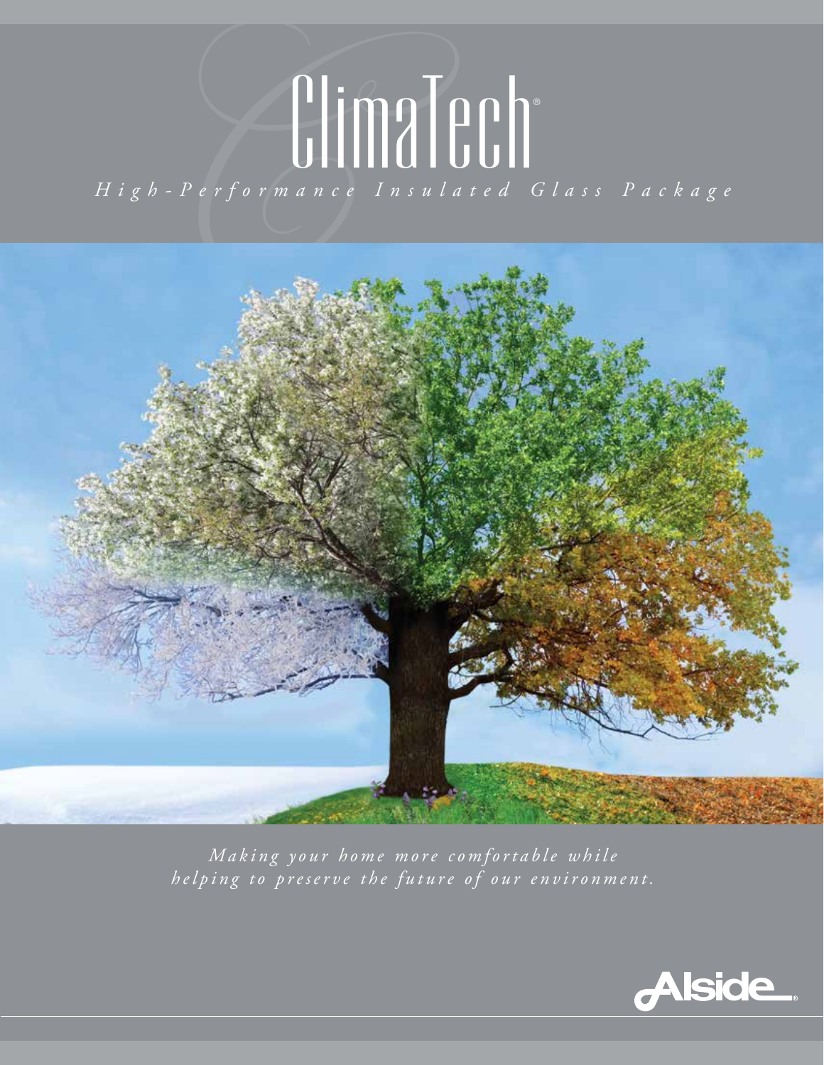# ClimaTech®

*High-Performance Insulated Glass Package*

*Making your home more comfortable while helping to preserve the future of our environment.*

Alside®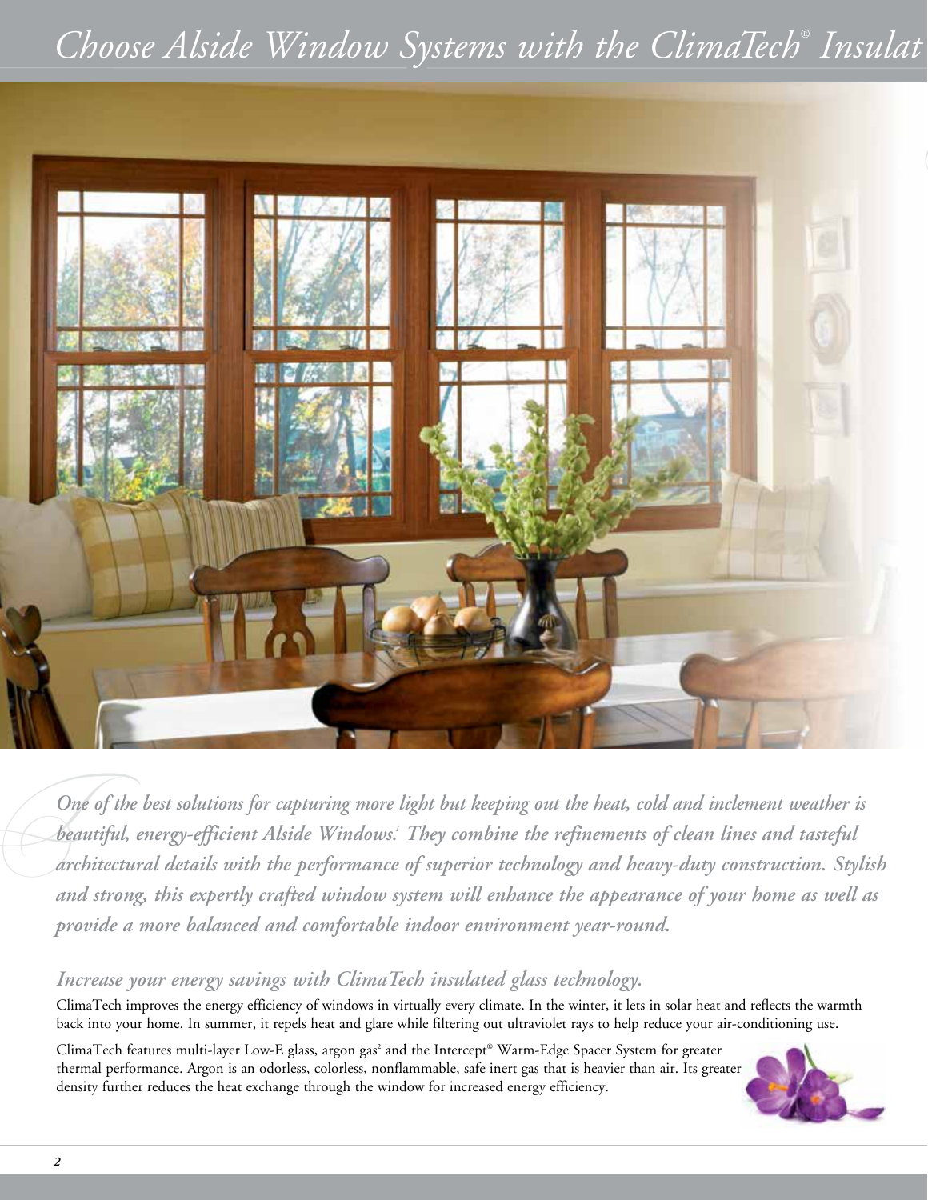# *Choose Alside Window Systems with the ClimaTech® Insulat*

***One of the best solutions for capturing more light but keeping out the heat, cold and inclement weather is beautiful, energy-efficient Alside Windows.[1] They combine the refinements of clean lines and tasteful architectural details with the performance of superior technology and heavy-duty construction. Stylish and strong, this expertly crafted window system will enhance the appearance of your home as well as provide a more balanced and comfortable indoor environment year-round.***

### *Increase your energy savings with ClimaTech insulated glass technology.*

ClimaTech improves the energy efficiency of windows in virtually every climate. In the winter, it lets in solar heat and reflects the warmth back into your home. In summer, it repels heat and glare while filtering out ultraviolet rays to help reduce your air-conditioning use.

ClimaTech features multi-layer Low-E glass, argon gas[2] and the Intercept® Warm-Edge Spacer System for greater thermal performance. Argon is an odorless, colorless, nonflammable, safe inert gas that is heavier than air. Its greater density further reduces the heat exchange through the window for increased energy efficiency.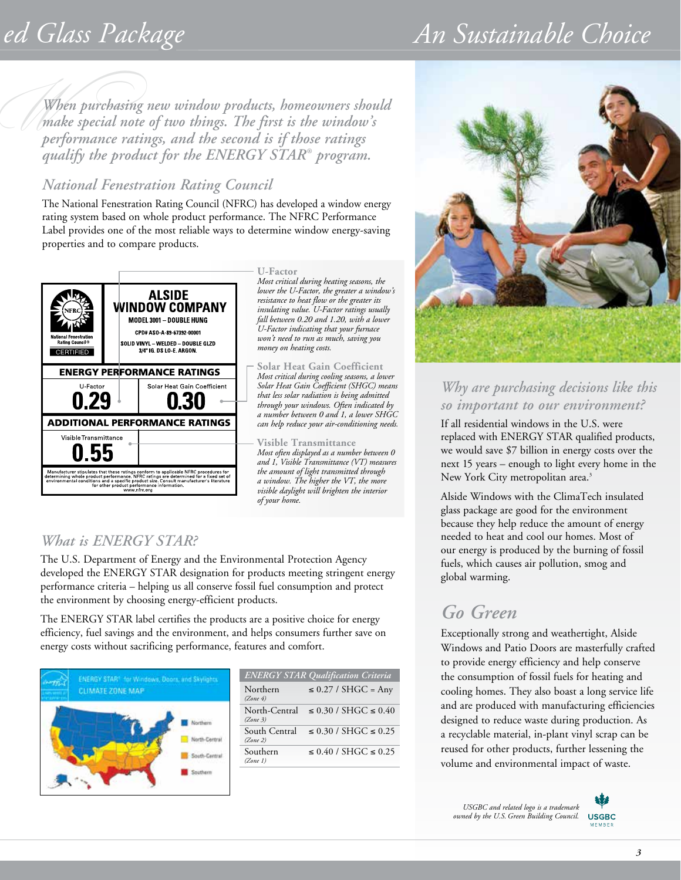*When purchasing new window products, homeowners should make special note of two things. The first is the window's performance ratings, and the second is if those ratings qualify the product for the ENERGY STAR® program.*

## National Fenestration Rating Council

The National Fenestration Rating Council (NFRC) has developed a window energy rating system based on whole product performance. The NFRC Performance Label provides one of the most reliable ways to determine window energy-saving properties and to compare products.

**ALSIDE WINDOW COMPANY**
MODEL 3001 – DOUBLE HUNG
CPD# ASO-A-89-67392-00001
SOLID VINYL – WELDED – DOUBLE GLZD
3/4" IG. DS LO-E. ARGON.

National Fenestration Rating Council® CERTIFIED

**ENERGY PERFORMANCE RATINGS**

| U-Factor | Solar Heat Gain Coefficient |
|---|---|
| 0.29 | 0.30 |

**ADDITIONAL PERFORMANCE RATINGS**

| Visible Transmittance | |
|---|---|
| 0.55 | |

Manufacturer stipulates that these ratings conform to applicable NFRC procedures for determining whole product performance. NFRC ratings are determined for a fixed set of environmental conditions and a specific product size. Consult manufacturer's literature for other product performance information. www.nfrc.org

**U-Factor**
*Most critical during heating seasons, the lower the U-Factor, the greater a window's resistance to heat flow or the greater its insulating value. U-Factor ratings usually fall between 0.20 and 1.20, with a lower U-Factor indicating that your furnace won't need to run as much, saving you money on heating costs.*

**Solar Heat Gain Coefficient**
*Most critical during cooling seasons, a lower Solar Heat Gain Coefficient (SHGC) means that less solar radiation is being admitted through your windows. Often indicated by a number between 0 and 1, a lower SHGC can help reduce your air-conditioning needs.*

**Visible Transmittance**
*Most often displayed as a number between 0 and 1, Visible Transmittance (VT) measures the amount of light transmitted through a window. The higher the VT, the more visible daylight will brighten the interior of your home.*

## What is ENERGY STAR?

The U.S. Department of Energy and the Environmental Protection Agency developed the ENERGY STAR designation for products meeting stringent energy performance criteria – helping us all conserve fossil fuel consumption and protect the environment by choosing energy-efficient products.

The ENERGY STAR label certifies the products are a positive choice for energy efficiency, fuel savings and the environment, and helps consumers further save on energy costs without sacrificing performance, features and comfort.

ENERGY STAR® for Windows, Doors, and Skylights
CLIMATE ZONE MAP

Northern · North-Central · South-Central · Southern

| ENERGY STAR Qualification Criteria | |
|---|---|
| Northern *(Zone 4)* | ≤ 0.27 / SHGC = Any |
| North-Central *(Zone 3)* | ≤ 0.30 / SHGC ≤ 0.40 |
| South Central *(Zone 2)* | ≤ 0.30 / SHGC ≤ 0.25 |
| Southern *(Zone 1)* | ≤ 0.40 / SHGC ≤ 0.25 |

## Why are purchasing decisions like this so important to our environment?

If all residential windows in the U.S. were replaced with ENERGY STAR qualified products, we would save $7 billion in energy costs over the next 15 years – enough to light every home in the New York City metropolitan area.[3]

Alside Windows with the ClimaTech insulated glass package are good for the environment because they help reduce the amount of energy needed to heat and cool our homes. Most of our energy is produced by the burning of fossil fuels, which causes air pollution, smog and global warming.

## Go Green

Exceptionally strong and weathertight, Alside Windows and Patio Doors are masterfully crafted to provide energy efficiency and help conserve the consumption of fossil fuels for heating and cooling homes. They also boast a long service life and are produced with manufacturing efficiencies designed to reduce waste during production. As a recyclable material, in-plant vinyl scrap can be reused for other products, further lessening the volume and environmental impact of waste.

*USGBC and related logo is a trademark owned by the U.S. Green Building Council.* USGBC MEMBER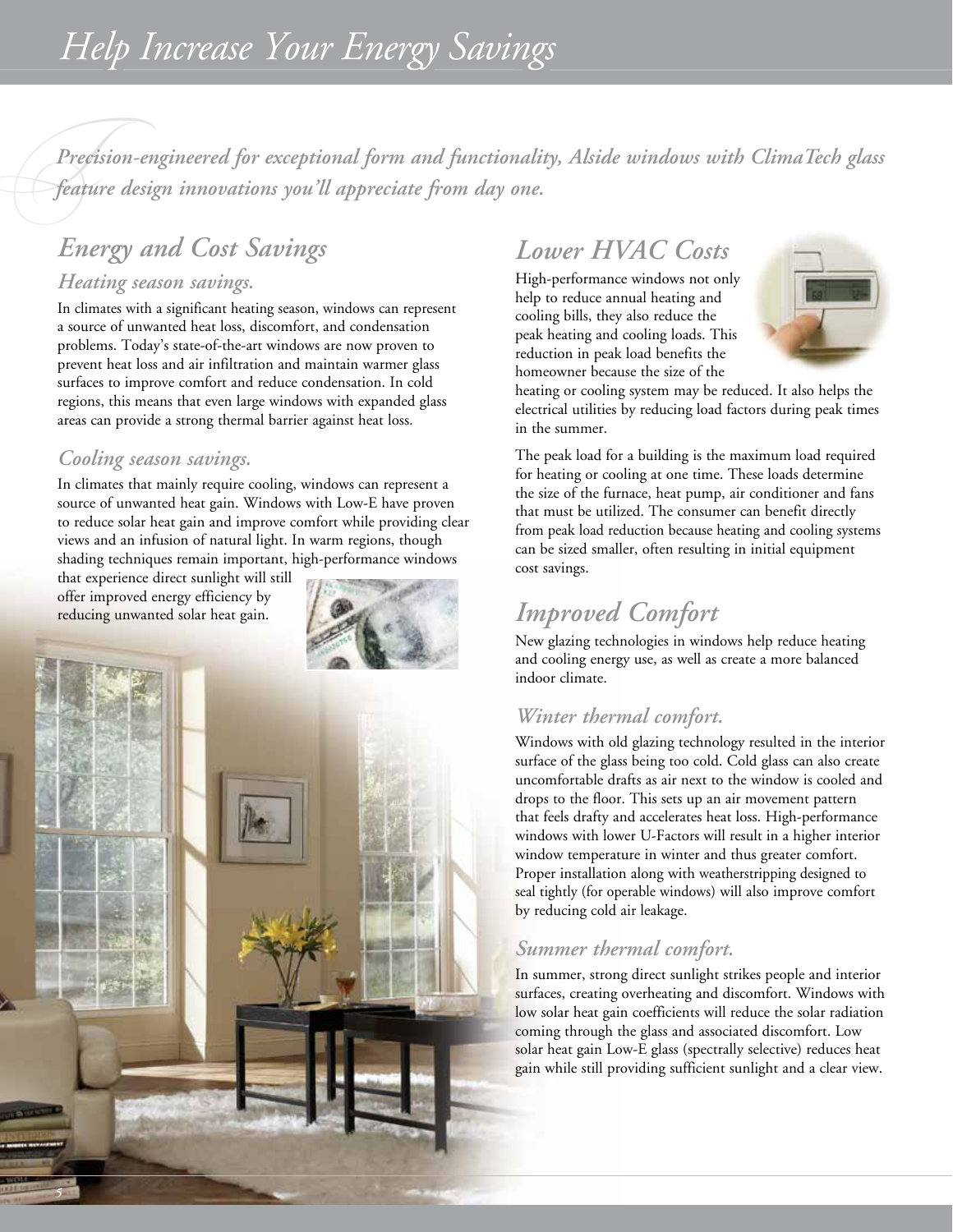# Help Increase Your Energy Savings

*Precision-engineered for exceptional form and functionality, Alside windows with ClimaTech glass feature design innovations you'll appreciate from day one.*

## Energy and Cost Savings

### Heating season savings.

In climates with a significant heating season, windows can represent a source of unwanted heat loss, discomfort, and condensation problems. Today's state-of-the-art windows are now proven to prevent heat loss and air infiltration and maintain warmer glass surfaces to improve comfort and reduce condensation. In cold regions, this means that even large windows with expanded glass areas can provide a strong thermal barrier against heat loss.

### Cooling season savings.

In climates that mainly require cooling, windows can represent a source of unwanted heat gain. Windows with Low-E have proven to reduce solar heat gain and improve comfort while providing clear views and an infusion of natural light. In warm regions, though shading techniques remain important, high-performance windows that experience direct sunlight will still offer improved energy efficiency by reducing unwanted solar heat gain.

## Lower HVAC Costs

High-performance windows not only help to reduce annual heating and cooling bills, they also reduce the peak heating and cooling loads. This reduction in peak load benefits the homeowner because the size of the heating or cooling system may be reduced. It also helps the electrical utilities by reducing load factors during peak times in the summer.

The peak load for a building is the maximum load required for heating or cooling at one time. These loads determine the size of the furnace, heat pump, air conditioner and fans that must be utilized. The consumer can benefit directly from peak load reduction because heating and cooling systems can be sized smaller, often resulting in initial equipment cost savings.

## Improved Comfort

New glazing technologies in windows help reduce heating and cooling energy use, as well as create a more balanced indoor climate.

### Winter thermal comfort.

Windows with old glazing technology resulted in the interior surface of the glass being too cold. Cold glass can also create uncomfortable drafts as air next to the window is cooled and drops to the floor. This sets up an air movement pattern that feels drafty and accelerates heat loss. High-performance windows with lower U-Factors will result in a higher interior window temperature in winter and thus greater comfort. Proper installation along with weatherstripping designed to seal tightly (for operable windows) will also improve comfort by reducing cold air leakage.

### Summer thermal comfort.

In summer, strong direct sunlight strikes people and interior surfaces, creating overheating and discomfort. Windows with low solar heat gain coefficients will reduce the solar radiation coming through the glass and associated discomfort. Low solar heat gain Low-E glass (spectrally selective) reduces heat gain while still providing sufficient sunlight and a clear view.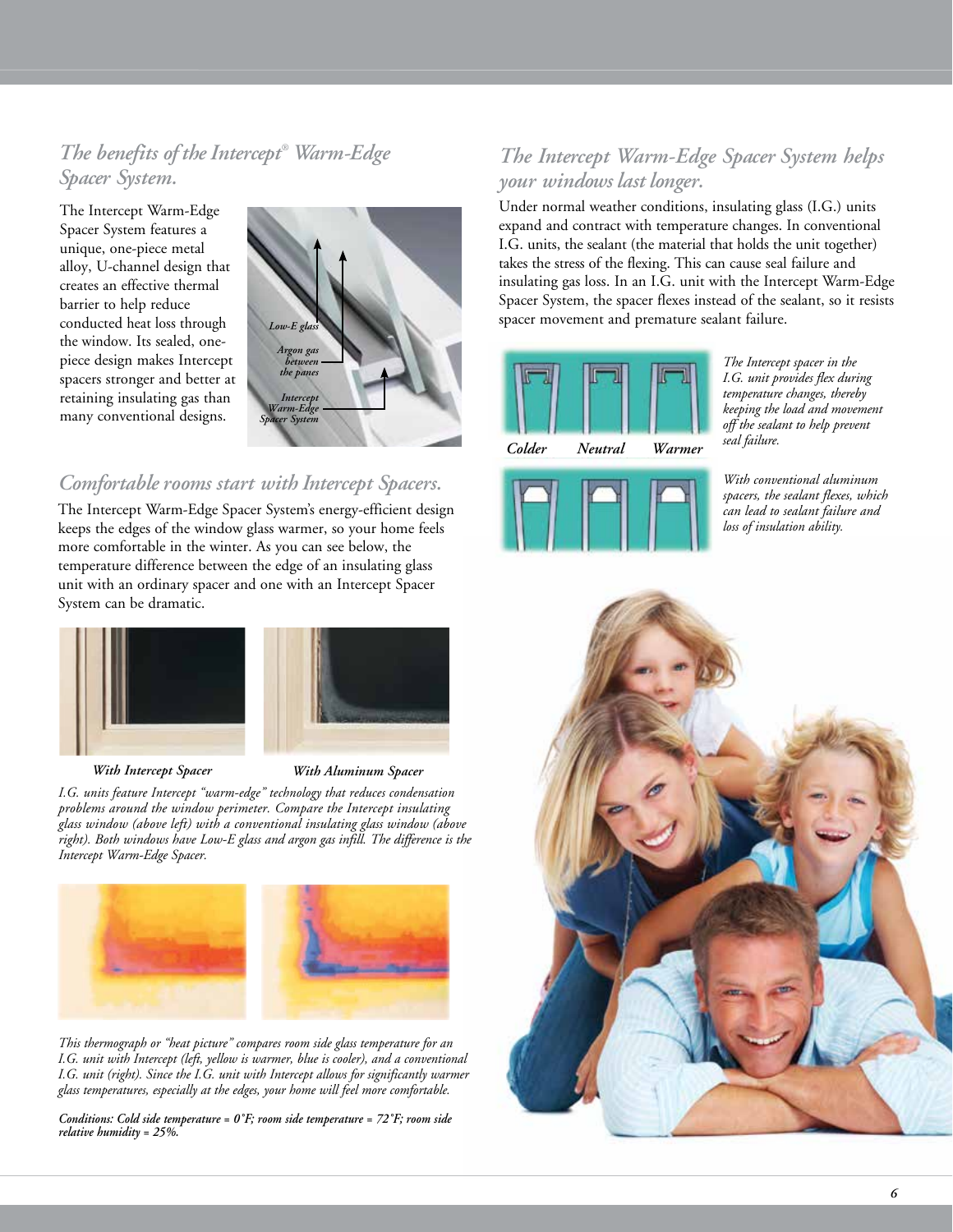## *The benefits of the Intercept® Warm-Edge Spacer System.*

The Intercept Warm-Edge Spacer System features a unique, one-piece metal alloy, U-channel design that creates an effective thermal barrier to help reduce conducted heat loss through the window. Its sealed, one-piece design makes Intercept spacers stronger and better at retaining insulating gas than many conventional designs.

*Low-E glass*

*Argon gas between the panes*

*Intercept Warm-Edge Spacer System*

## *Comfortable rooms start with Intercept Spacers.*

The Intercept Warm-Edge Spacer System's energy-efficient design keeps the edges of the window glass warmer, so your home feels more comfortable in the winter. As you can see below, the temperature difference between the edge of an insulating glass unit with an ordinary spacer and one with an Intercept Spacer System can be dramatic.

***With Intercept Spacer*** ***With Aluminum Spacer***

*I.G. units feature Intercept "warm-edge" technology that reduces condensation problems around the window perimeter. Compare the Intercept insulating glass window (above left) with a conventional insulating glass window (above right). Both windows have Low-E glass and argon gas infill. The difference is the Intercept Warm-Edge Spacer.*

*This thermograph or "heat picture" compares room side glass temperature for an I.G. unit with Intercept (left, yellow is warmer, blue is cooler), and a conventional I.G. unit (right). Since the I.G. unit with Intercept allows for significantly warmer glass temperatures, especially at the edges, your home will feel more comfortable.*

***Conditions: Cold side temperature = 0˚F; room side temperature = 72˚F; room side relative humidity = 25%.***

## *The Intercept Warm-Edge Spacer System helps your windows last longer.*

Under normal weather conditions, insulating glass (I.G.) units expand and contract with temperature changes. In conventional I.G. units, the sealant (the material that holds the unit together) takes the stress of the flexing. This can cause seal failure and insulating gas loss. In an I.G. unit with the Intercept Warm-Edge Spacer System, the spacer flexes instead of the sealant, so it resists spacer movement and premature sealant failure.

***Colder*** ***Neutral*** ***Warmer***

*The Intercept spacer in the I.G. unit provides flex during temperature changes, thereby keeping the load and movement off the sealant to help prevent seal failure.*

*With conventional aluminum spacers, the sealant flexes, which can lead to sealant failure and loss of insulation ability.*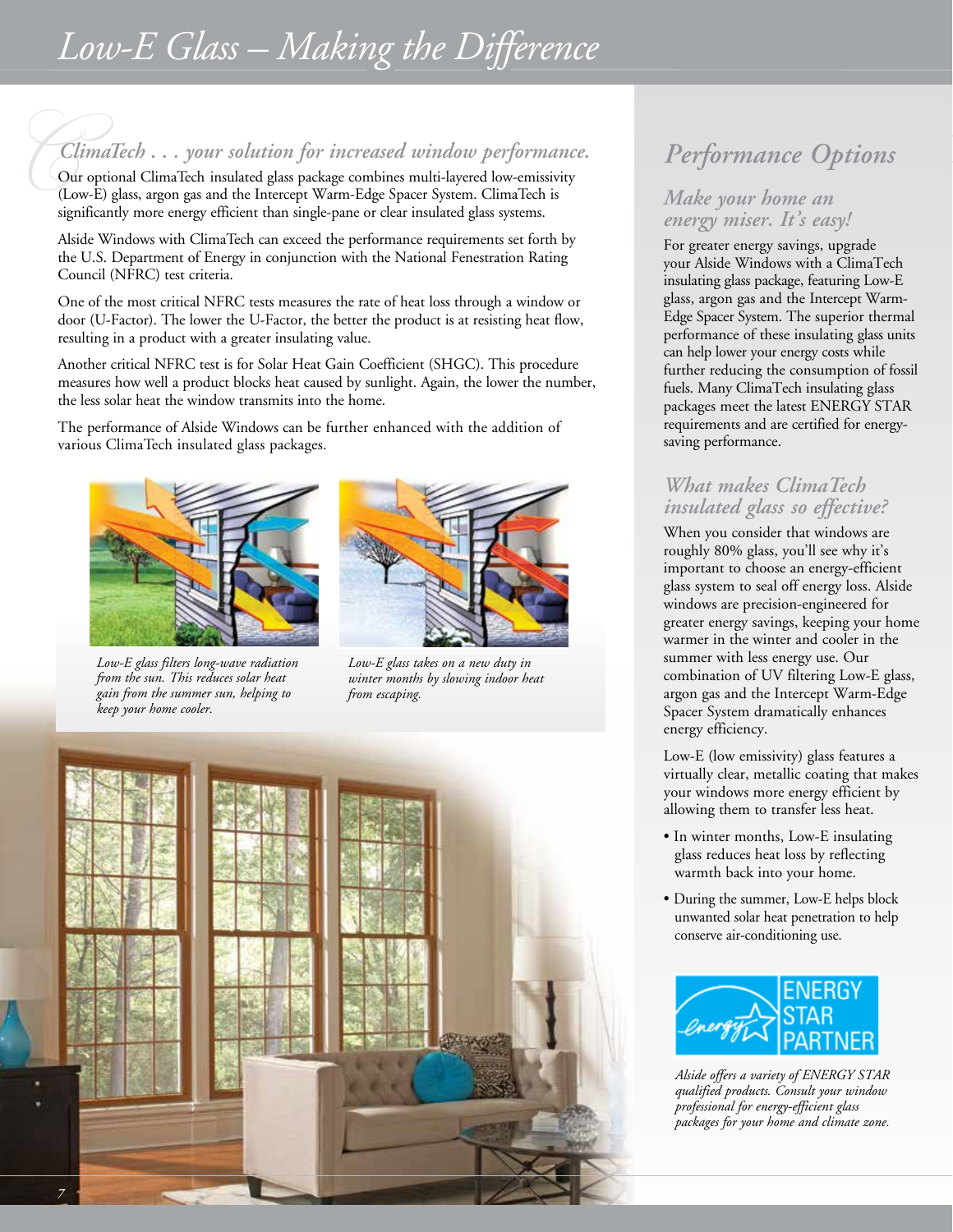# Low-E Glass – Making the Difference

## ClimaTech . . . your solution for increased window performance.

Our optional ClimaTech insulated glass package combines multi-layered low-emissivity (Low-E) glass, argon gas and the Intercept Warm-Edge Spacer System. ClimaTech is significantly more energy efficient than single-pane or clear insulated glass systems.

Alside Windows with ClimaTech can exceed the performance requirements set forth by the U.S. Department of Energy in conjunction with the National Fenestration Rating Council (NFRC) test criteria.

One of the most critical NFRC tests measures the rate of heat loss through a window or door (U-Factor). The lower the U-Factor, the better the product is at resisting heat flow, resulting in a product with a greater insulating value.

Another critical NFRC test is for Solar Heat Gain Coefficient (SHGC). This procedure measures how well a product blocks heat caused by sunlight. Again, the lower the number, the less solar heat the window transmits into the home.

The performance of Alside Windows can be further enhanced with the addition of various ClimaTech insulated glass packages.

*Low-E glass filters long-wave radiation from the sun. This reduces solar heat gain from the summer sun, helping to keep your home cooler.*

*Low-E glass takes on a new duty in winter months by slowing indoor heat from escaping.*

## Performance Options

### Make your home an energy miser. It's easy!

For greater energy savings, upgrade your Alside Windows with a ClimaTech insulating glass package, featuring Low-E glass, argon gas and the Intercept Warm-Edge Spacer System. The superior thermal performance of these insulating glass units can help lower your energy costs while further reducing the consumption of fossil fuels. Many ClimaTech insulating glass packages meet the latest ENERGY STAR requirements and are certified for energy-saving performance.

### What makes ClimaTech insulated glass so effective?

When you consider that windows are roughly 80% glass, you'll see why it's important to choose an energy-efficient glass system to seal off energy loss. Alside windows are precision-engineered for greater energy savings, keeping your home warmer in the winter and cooler in the summer with less energy use. Our combination of UV filtering Low-E glass, argon gas and the Intercept Warm-Edge Spacer System dramatically enhances energy efficiency.

Low-E (low emissivity) glass features a virtually clear, metallic coating that makes your windows more energy efficient by allowing them to transfer less heat.

- In winter months, Low-E insulating glass reduces heat loss by reflecting warmth back into your home.
- During the summer, Low-E helps block unwanted solar heat penetration to help conserve air-conditioning use.

ENERGY STAR PARTNER

*Alside offers a variety of ENERGY STAR qualified products. Consult your window professional for energy-efficient glass packages for your home and climate zone.*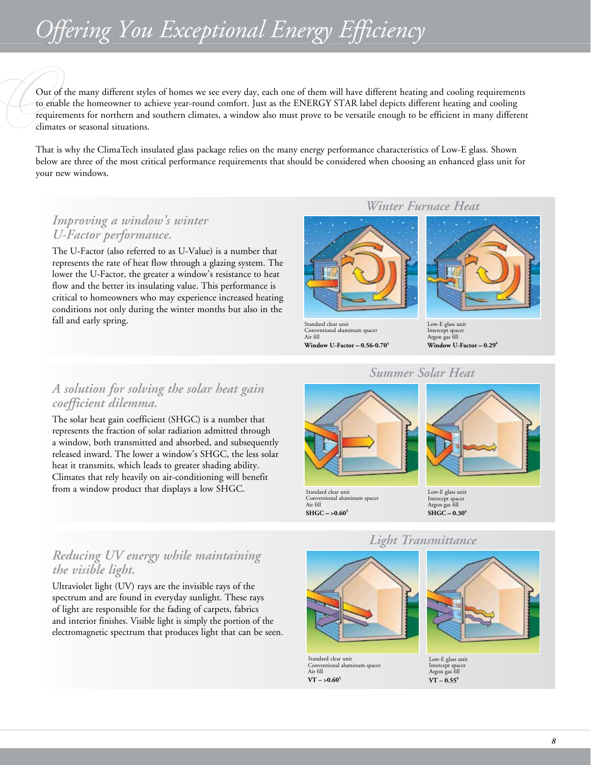# Offering You Exceptional Energy Efficiency

Out of the many different styles of homes we see every day, each one of them will have different heating and cooling requirements to enable the homeowner to achieve year-round comfort. Just as the ENERGY STAR label depicts different heating and cooling requirements for northern and southern climates, a window also must prove to be versatile enough to be efficient in many different climates or seasonal situations.

That is why the ClimaTech insulated glass package relies on the many energy performance characteristics of Low-E glass. Shown below are three of the most critical performance requirements that should be considered when choosing an enhanced glass unit for your new windows.

## *Improving a window's winter U-Factor performance.*

The U-Factor (also referred to as U-Value) is a number that represents the rate of heat flow through a glazing system. The lower the U-Factor, the greater a window's resistance to heat flow and the better its insulating value. This performance is critical to homeowners who may experience increased heating conditions not only during the winter months but also in the fall and early spring.

### *Winter Furnace Heat*

Standard clear unit
Conventional aluminum spacer
Air fill
**Window U-Factor – 0.56-0.70[5]**

Low-E glass unit
Intercept spacer
Argon gas fill
**Window U-Factor – 0.29[6]**

## *A solution for solving the solar heat gain coefficient dilemma.*

The solar heat gain coefficient (SHGC) is a number that represents the fraction of solar radiation admitted through a window, both transmitted and absorbed, and subsequently released inward. The lower a window's SHGC, the less solar heat it transmits, which leads to greater shading ability. Climates that rely heavily on air-conditioning will benefit from a window product that displays a low SHGC.

### *Summer Solar Heat*

Standard clear unit
Conventional aluminum spacer
Air fill
**SHGC – >0.60[5]**

Low-E glass unit
Intercept spacer
Argon gas fill
**SHGC – 0.30[6]**

## *Reducing UV energy while maintaining the visible light.*

Ultraviolet light (UV) rays are the invisible rays of the spectrum and are found in everyday sunlight. These rays of light are responsible for the fading of carpets, fabrics and interior finishes. Visible light is simply the portion of the electromagnetic spectrum that produces light that can be seen.

### *Light Transmittance*

Standard clear unit
Conventional aluminum spacer
Air fill
**VT – >0.60[5]**

Low-E glass unit
Intercept spacer
Argon gas fill
**VT – 0.55[6]**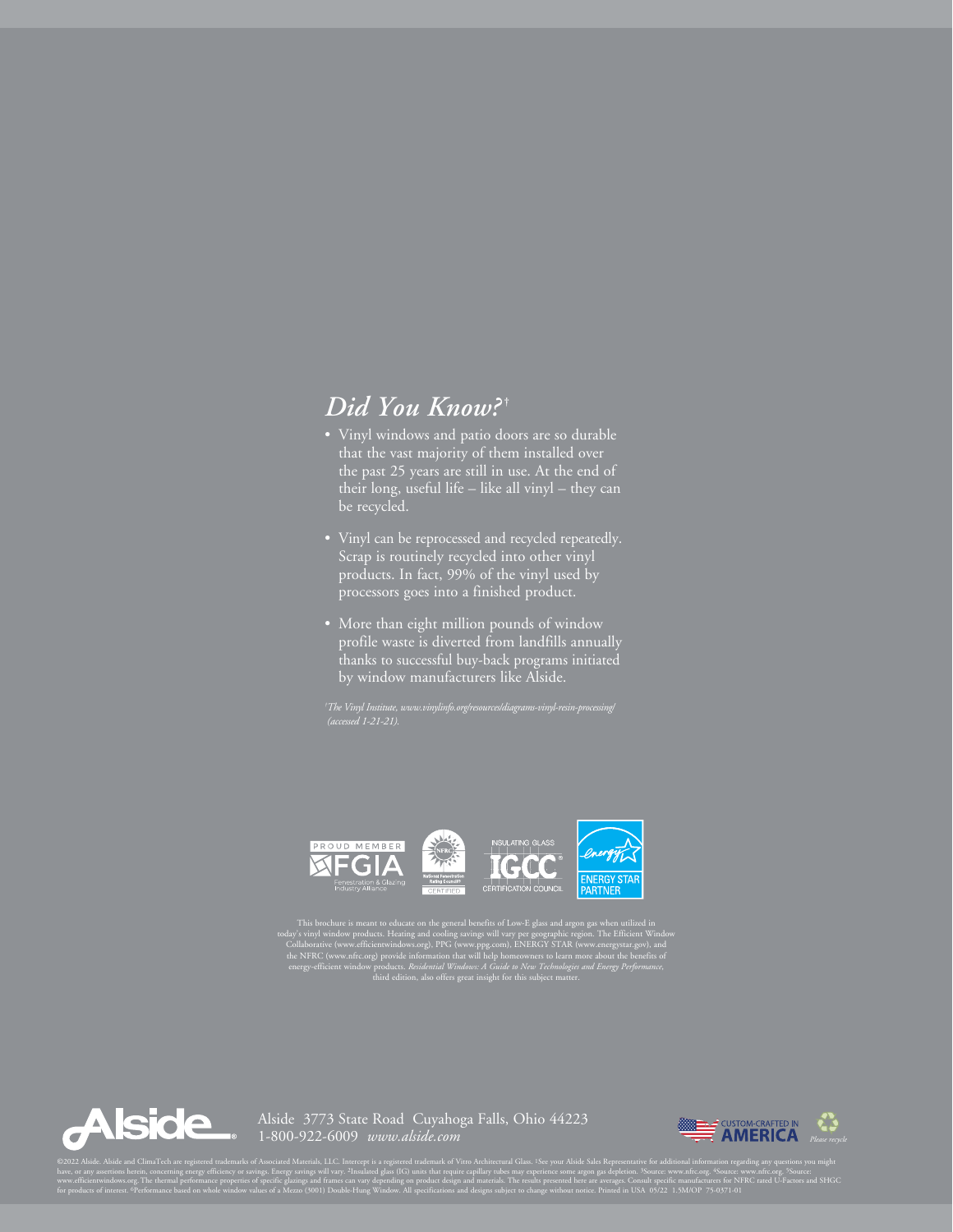## *Did You Know?*[†]

- Vinyl windows and patio doors are so durable that the vast majority of them installed over the past 25 years are still in use. At the end of their long, useful life – like all vinyl – they can be recycled.
- Vinyl can be reprocessed and recycled repeatedly. Scrap is routinely recycled into other vinyl products. In fact, 99% of the vinyl used by processors goes into a finished product.
- More than eight million pounds of window profile waste is diverted from landfills annually thanks to successful buy-back programs initiated by window manufacturers like Alside.

[†]*The Vinyl Institute, www.vinylinfo.org/resources/diagrams-vinyl-resin-processing/ (accessed 1-21-21).*

PROUD MEMBER FGIA Fenestration & Glazing Industry Alliance

NFRC National Fenestration Rating Council® CERTIFIED

INSULATING GLASS IGCC® CERTIFICATION COUNCIL

energy ENERGY STAR PARTNER

This brochure is meant to educate on the general benefits of Low-E glass and argon gas when utilized in today's vinyl window products. Heating and cooling savings will vary per geographic region. The Efficient Window Collaborative (www.efficientwindows.org), PPG (www.ppg.com), ENERGY STAR (www.energystar.gov), and the NFRC (www.nfrc.org) provide information that will help homeowners to learn more about the benefits of energy-efficient window products. *Residential Windows: A Guide to New Technologies and Energy Performance*, third edition, also offers great insight for this subject matter.

Alside®

Alside 3773 State Road Cuyahoga Falls, Ohio 44223
1-800-922-6009 *www.alside.com*

CUSTOM-CRAFTED IN AMERICA

*Please recycle*

©2022 Alside. Alside and ClimaTech are registered trademarks of Associated Materials, LLC. Intercept is a registered trademark of Vitro Architectural Glass. [1]See your Alside Sales Representative for additional information regarding any questions you might have, or any assertions herein, concerning energy efficiency or savings. Energy savings will vary. [2]Insulated glass (IG) units that require capillary tubes may experience some argon gas depletion. [3]Source: www.nfrc.org. [4]Source: www.nfrc.org. [5]Source: www.efficientwindows.org. The thermal performance properties of specific glazings and frames can vary depending on product design and materials. The results presented here are averages. Consult specific manufacturers for NFRC rated U-Factors and SHGC for products of interest. [6]Performance based on whole window values of a Mezzo (3001) Double-Hung Window. All specifications and designs subject to change without notice. Printed in USA 05/22 1.5M/OP 75-0371-01